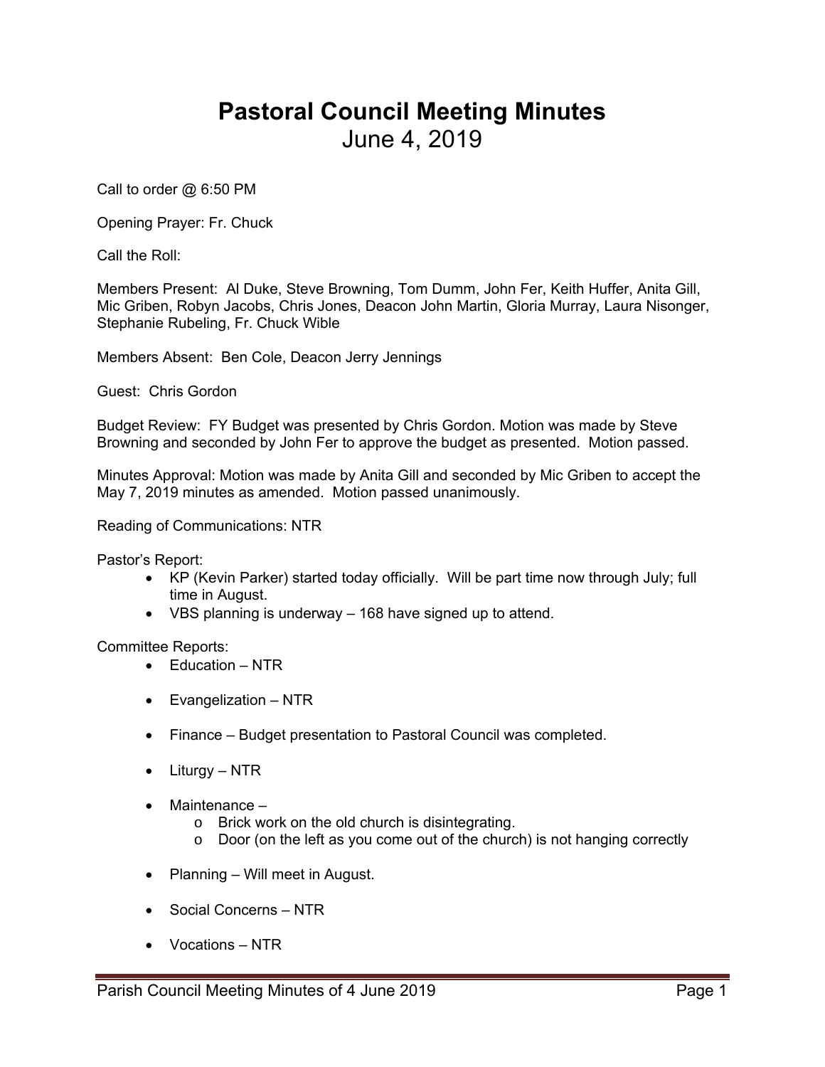# Pastoral Council Meeting Minutes

June 4, 2019

Call to order @ 6:50 PM

Opening Prayer: Fr. Chuck

Call the Roll:

Members Present: Al Duke, Steve Browning, Tom Dumm, John Fer, Keith Huffer, Anita Gill, Mic Griben, Robyn Jacobs, Chris Jones, Deacon John Martin, Gloria Murray, Laura Nisonger, Stephanie Rubeling, Fr. Chuck Wible

Members Absent: Ben Cole, Deacon Jerry Jennings

Guest: Chris Gordon

Budget Review: FY Budget was presented by Chris Gordon. Motion was made by Steve Browning and seconded by John Fer to approve the budget as presented. Motion passed.

Minutes Approval: Motion was made by Anita Gill and seconded by Mic Griben to accept the May 7, 2019 minutes as amended. Motion passed unanimously.

Reading of Communications: NTR

Pastor's Report:

- KP (Kevin Parker) started today officially. Will be part time now through July; full time in August.
- VBS planning is underway – 168 have signed up to attend.

Committee Reports:

- Education – NTR
- Evangelization – NTR
- Finance – Budget presentation to Pastoral Council was completed.
- Liturgy – NTR
- Maintenance –
  - Brick work on the old church is disintegrating.
  - Door (on the left as you come out of the church) is not hanging correctly
- Planning – Will meet in August.
- Social Concerns – NTR
- Vocations – NTR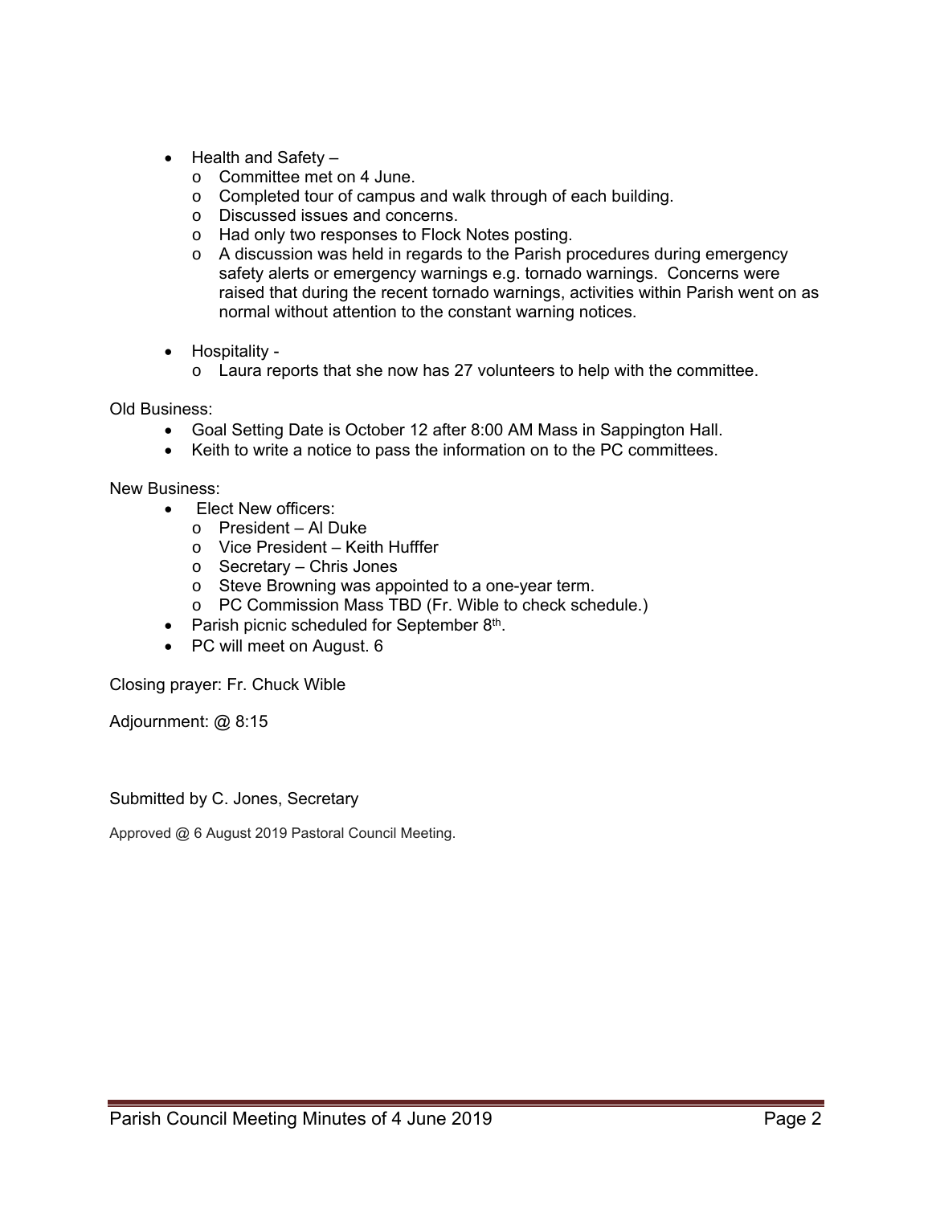- Health and Safety –
  - Committee met on 4 June.
  - Completed tour of campus and walk through of each building.
  - Discussed issues and concerns.
  - Had only two responses to Flock Notes posting.
  - A discussion was held in regards to the Parish procedures during emergency safety alerts or emergency warnings e.g. tornado warnings. Concerns were raised that during the recent tornado warnings, activities within Parish went on as normal without attention to the constant warning notices.

- Hospitality -
  - Laura reports that she now has 27 volunteers to help with the committee.

Old Business:

- Goal Setting Date is October 12 after 8:00 AM Mass in Sappington Hall.
- Keith to write a notice to pass the information on to the PC committees.

New Business:

- Elect New officers:
  - President – Al Duke
  - Vice President – Keith Hufffer
  - Secretary – Chris Jones
  - Steve Browning was appointed to a one-year term.
  - PC Commission Mass TBD (Fr. Wible to check schedule.)
- Parish picnic scheduled for September 8th.
- PC will meet on August. 6

Closing prayer: Fr. Chuck Wible

Adjournment: @ 8:15

Submitted by C. Jones, Secretary

Approved @ 6 August 2019 Pastoral Council Meeting.